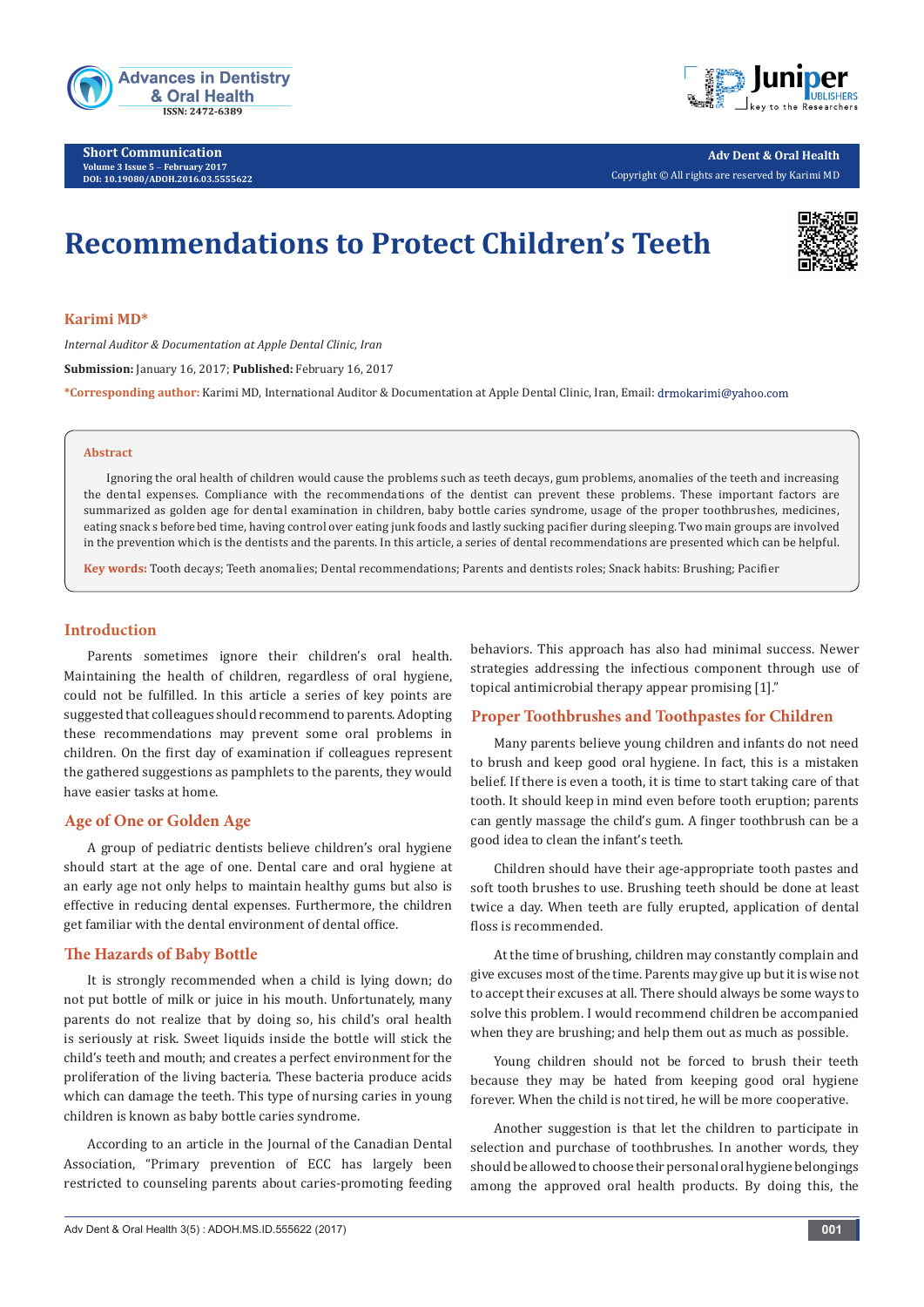Short Communication
Volume 3 Issue 5 – February 2017
DOI: 10.19080/ADOH.2016.03.5555622

Adv Dent & Oral Health
Copyright © All rights are reserved by Karimi MD

# Recommendations to Protect Children's Teeth

**Karimi MD***

*Internal Auditor & Documentation at Apple Dental Clinic, Iran*

**Submission:** January 16, 2017; **Published:** February 16, 2017

***Corresponding author:** Karimi MD, International Auditor & Documentation at Apple Dental Clinic, Iran, Email: drmokarimi@yahoo.com

## Abstract

Ignoring the oral health of children would cause the problems such as teeth decays, gum problems, anomalies of the teeth and increasing the dental expenses. Compliance with the recommendations of the dentist can prevent these problems. These important factors are summarized as golden age for dental examination in children, baby bottle caries syndrome, usage of the proper toothbrushes, medicines, eating snack s before bed time, having control over eating junk foods and lastly sucking pacifier during sleeping. Two main groups are involved in the prevention which is the dentists and the parents. In this article, a series of dental recommendations are presented which can be helpful.

**Key words:** Tooth decays; Teeth anomalies; Dental recommendations; Parents and dentists roles; Snack habits: Brushing; Pacifier

## Introduction

Parents sometimes ignore their children's oral health. Maintaining the health of children, regardless of oral hygiene, could not be fulfilled. In this article a series of key points are suggested that colleagues should recommend to parents. Adopting these recommendations may prevent some oral problems in children. On the first day of examination if colleagues represent the gathered suggestions as pamphlets to the parents, they would have easier tasks at home.

## Age of One or Golden Age

A group of pediatric dentists believe children's oral hygiene should start at the age of one. Dental care and oral hygiene at an early age not only helps to maintain healthy gums but also is effective in reducing dental expenses. Furthermore, the children get familiar with the dental environment of dental office.

## The Hazards of Baby Bottle

It is strongly recommended when a child is lying down; do not put bottle of milk or juice in his mouth. Unfortunately, many parents do not realize that by doing so, his child's oral health is seriously at risk. Sweet liquids inside the bottle will stick the child's teeth and mouth; and creates a perfect environment for the proliferation of the living bacteria. These bacteria produce acids which can damage the teeth. This type of nursing caries in young children is known as baby bottle caries syndrome.

According to an article in the Journal of the Canadian Dental Association, "Primary prevention of ECC has largely been restricted to counseling parents about caries-promoting feeding behaviors. This approach has also had minimal success. Newer strategies addressing the infectious component through use of topical antimicrobial therapy appear promising [1]."

## Proper Toothbrushes and Toothpastes for Children

Many parents believe young children and infants do not need to brush and keep good oral hygiene. In fact, this is a mistaken belief. If there is even a tooth, it is time to start taking care of that tooth. It should keep in mind even before tooth eruption; parents can gently massage the child's gum. A finger toothbrush can be a good idea to clean the infant's teeth.

Children should have their age-appropriate tooth pastes and soft tooth brushes to use. Brushing teeth should be done at least twice a day. When teeth are fully erupted, application of dental floss is recommended.

At the time of brushing, children may constantly complain and give excuses most of the time. Parents may give up but it is wise not to accept their excuses at all. There should always be some ways to solve this problem. I would recommend children be accompanied when they are brushing; and help them out as much as possible.

Young children should not be forced to brush their teeth because they may be hated from keeping good oral hygiene forever. When the child is not tired, he will be more cooperative.

Another suggestion is that let the children to participate in selection and purchase of toothbrushes. In another words, they should be allowed to choose their personal oral hygiene belongings among the approved oral health products. By doing this, the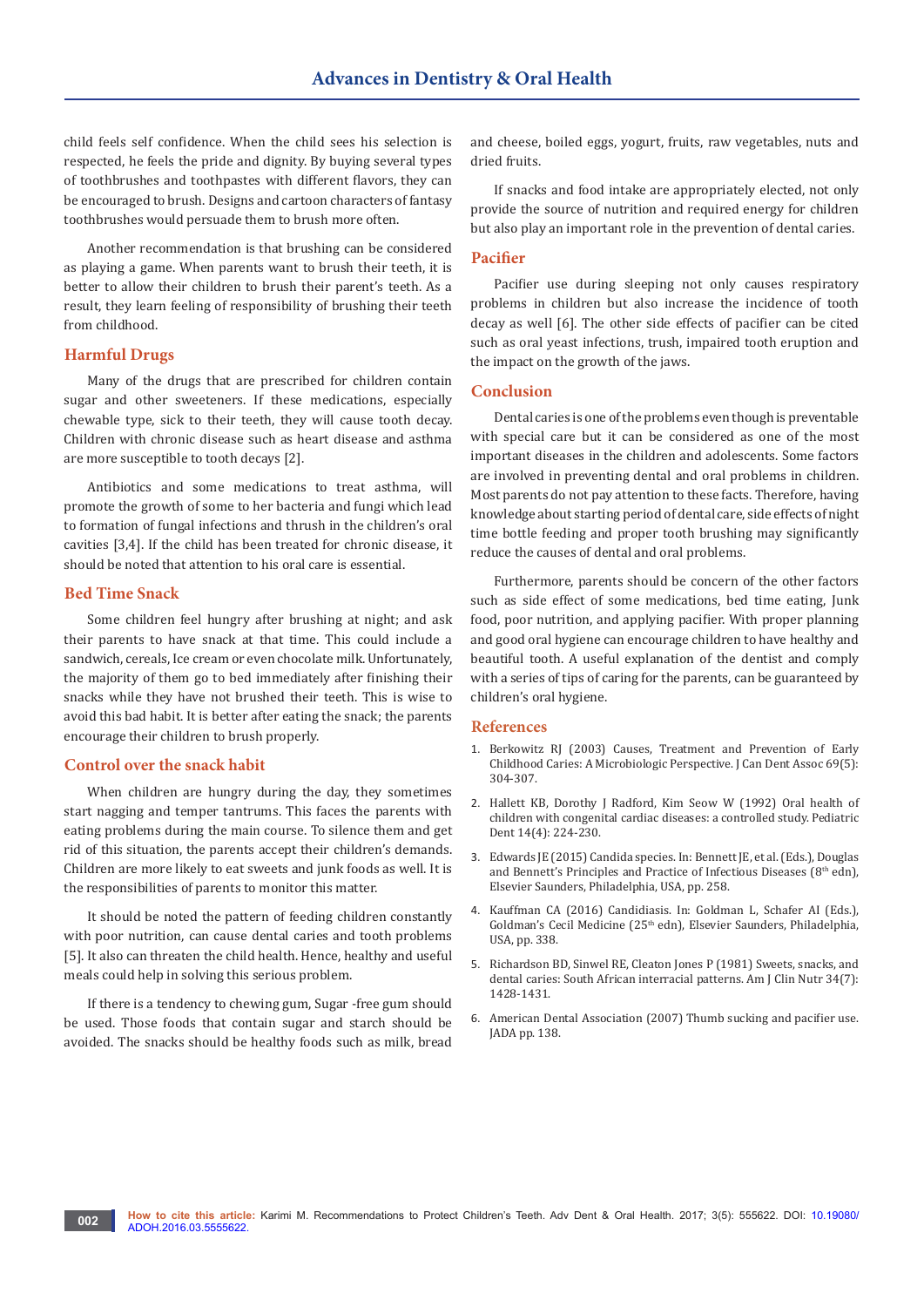child feels self confidence. When the child sees his selection is respected, he feels the pride and dignity. By buying several types of toothbrushes and toothpastes with different flavors, they can be encouraged to brush. Designs and cartoon characters of fantasy toothbrushes would persuade them to brush more often.

Another recommendation is that brushing can be considered as playing a game. When parents want to brush their teeth, it is better to allow their children to brush their parent's teeth. As a result, they learn feeling of responsibility of brushing their teeth from childhood.

## Harmful Drugs

Many of the drugs that are prescribed for children contain sugar and other sweeteners. If these medications, especially chewable type, sick to their teeth, they will cause tooth decay. Children with chronic disease such as heart disease and asthma are more susceptible to tooth decays [2].

Antibiotics and some medications to treat asthma, will promote the growth of some to her bacteria and fungi which lead to formation of fungal infections and thrush in the children's oral cavities [3,4]. If the child has been treated for chronic disease, it should be noted that attention to his oral care is essential.

## Bed Time Snack

Some children feel hungry after brushing at night; and ask their parents to have snack at that time. This could include a sandwich, cereals, Ice cream or even chocolate milk. Unfortunately, the majority of them go to bed immediately after finishing their snacks while they have not brushed their teeth. This is wise to avoid this bad habit. It is better after eating the snack; the parents encourage their children to brush properly.

## Control over the snack habit

When children are hungry during the day, they sometimes start nagging and temper tantrums. This faces the parents with eating problems during the main course. To silence them and get rid of this situation, the parents accept their children's demands. Children are more likely to eat sweets and junk foods as well. It is the responsibilities of parents to monitor this matter.

It should be noted the pattern of feeding children constantly with poor nutrition, can cause dental caries and tooth problems [5]. It also can threaten the child health. Hence, healthy and useful meals could help in solving this serious problem.

If there is a tendency to chewing gum, Sugar -free gum should be used. Those foods that contain sugar and starch should be avoided. The snacks should be healthy foods such as milk, bread and cheese, boiled eggs, yogurt, fruits, raw vegetables, nuts and dried fruits.

If snacks and food intake are appropriately elected, not only provide the source of nutrition and required energy for children but also play an important role in the prevention of dental caries.

## Pacifier

Pacifier use during sleeping not only causes respiratory problems in children but also increase the incidence of tooth decay as well [6]. The other side effects of pacifier can be cited such as oral yeast infections, trush, impaired tooth eruption and the impact on the growth of the jaws.

## Conclusion

Dental caries is one of the problems even though is preventable with special care but it can be considered as one of the most important diseases in the children and adolescents. Some factors are involved in preventing dental and oral problems in children. Most parents do not pay attention to these facts. Therefore, having knowledge about starting period of dental care, side effects of night time bottle feeding and proper tooth brushing may significantly reduce the causes of dental and oral problems.

Furthermore, parents should be concern of the other factors such as side effect of some medications, bed time eating, Junk food, poor nutrition, and applying pacifier. With proper planning and good oral hygiene can encourage children to have healthy and beautiful tooth. A useful explanation of the dentist and comply with a series of tips of caring for the parents, can be guaranteed by children's oral hygiene.

## References

1. Berkowitz RJ (2003) Causes, Treatment and Prevention of Early Childhood Caries: A Microbiologic Perspective. J Can Dent Assoc 69(5): 304-307.
2. Hallett KB, Dorothy J Radford, Kim Seow W (1992) Oral health of children with congenital cardiac diseases: a controlled study. Pediatric Dent 14(4): 224-230.
3. Edwards JE (2015) Candida species. In: Bennett JE, et al. (Eds.), Douglas and Bennett's Principles and Practice of Infectious Diseases (8th edn), Elsevier Saunders, Philadelphia, USA, pp. 258.
4. Kauffman CA (2016) Candidiasis. In: Goldman L, Schafer AI (Eds.), Goldman's Cecil Medicine (25th edn), Elsevier Saunders, Philadelphia, USA, pp. 338.
5. Richardson BD, Sinwel RE, Cleaton Jones P (1981) Sweets, snacks, and dental caries: South African interracial patterns. Am J Clin Nutr 34(7): 1428-1431.
6. American Dental Association (2007) Thumb sucking and pacifier use. JADA pp. 138.

**How to cite this article:** Karimi M. Recommendations to Protect Children's Teeth. Adv Dent & Oral Health. 2017; 3(5): 555622. DOI: 10.19080/ADOH.2016.03.5555622.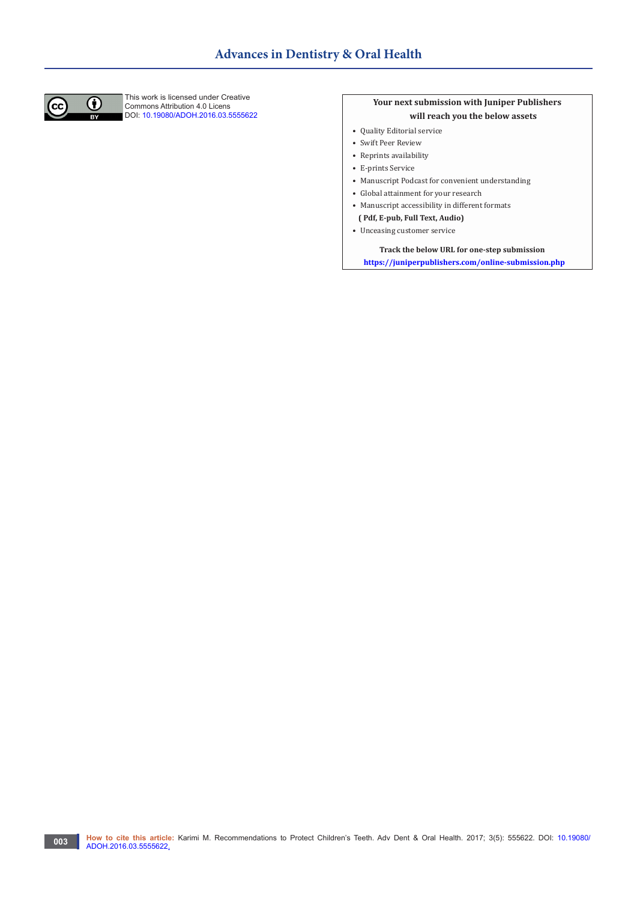This work is licensed under Creative Commons Attribution 4.0 Licens
DOI: 10.19080/ADOH.2016.03.5555622

**Your next submission with Juniper Publishers will reach you the below assets**

- Quality Editorial service
- Swift Peer Review
- Reprints availability
- E-prints Service
- Manuscript Podcast for convenient understanding
- Global attainment for your research
- Manuscript accessibility in different formats
  **( Pdf, E-pub, Full Text, Audio)**
- Unceasing customer service

**Track the below URL for one-step submission**
**https://juniperpublishers.com/online-submission.php**

**How to cite this article:** Karimi M. Recommendations to Protect Children's Teeth. Adv Dent & Oral Health. 2017; 3(5): 555622. DOI: 10.19080/ADOH.2016.03.5555622.